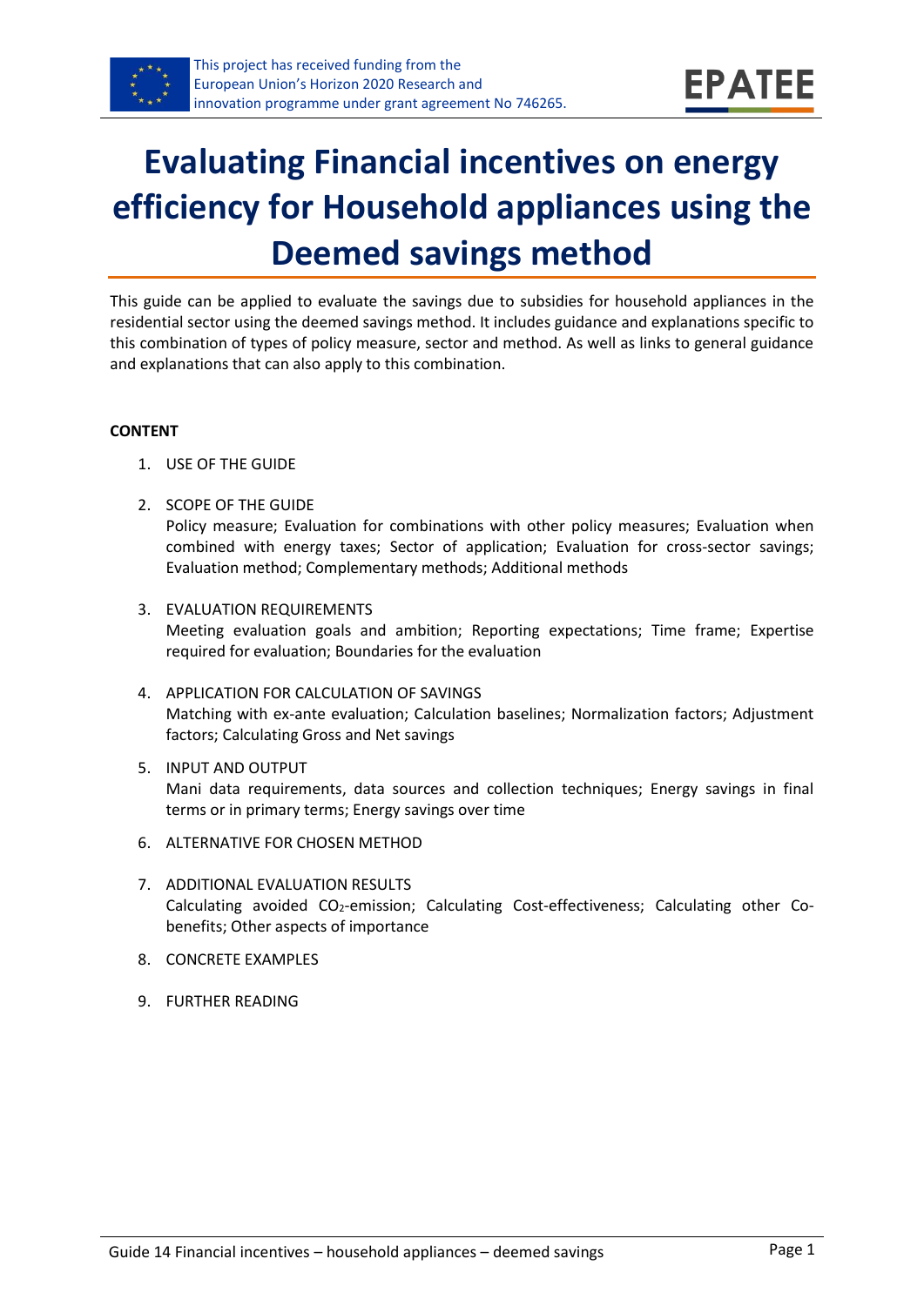This project has received funding from the European Union's Horizon 2020 Research and innovation programme under grant agreement No 746265.

# Evaluating Financial incentives on energy efficiency for Household appliances using the Deemed savings method

This guide can be applied to evaluate the savings due to subsidies for household appliances in the residential sector using the deemed savings method. It includes guidance and explanations specific to this combination of types of policy measure, sector and method. As well as links to general guidance and explanations that can also apply to this combination.

**CONTENT**

1. USE OF THE GUIDE
2. SCOPE OF THE GUIDE
   Policy measure; Evaluation for combinations with other policy measures; Evaluation when combined with energy taxes; Sector of application; Evaluation for cross-sector savings; Evaluation method; Complementary methods; Additional methods
3. EVALUATION REQUIREMENTS
   Meeting evaluation goals and ambition; Reporting expectations; Time frame; Expertise required for evaluation; Boundaries for the evaluation
4. APPLICATION FOR CALCULATION OF SAVINGS
   Matching with ex-ante evaluation; Calculation baselines; Normalization factors; Adjustment factors; Calculating Gross and Net savings
5. INPUT AND OUTPUT
   Mani data requirements, data sources and collection techniques; Energy savings in final terms or in primary terms; Energy savings over time
6. ALTERNATIVE FOR CHOSEN METHOD
7. ADDITIONAL EVALUATION RESULTS
   Calculating avoided $CO_2$-emission; Calculating Cost-effectiveness; Calculating other Co-benefits; Other aspects of importance
8. CONCRETE EXAMPLES
9. FURTHER READING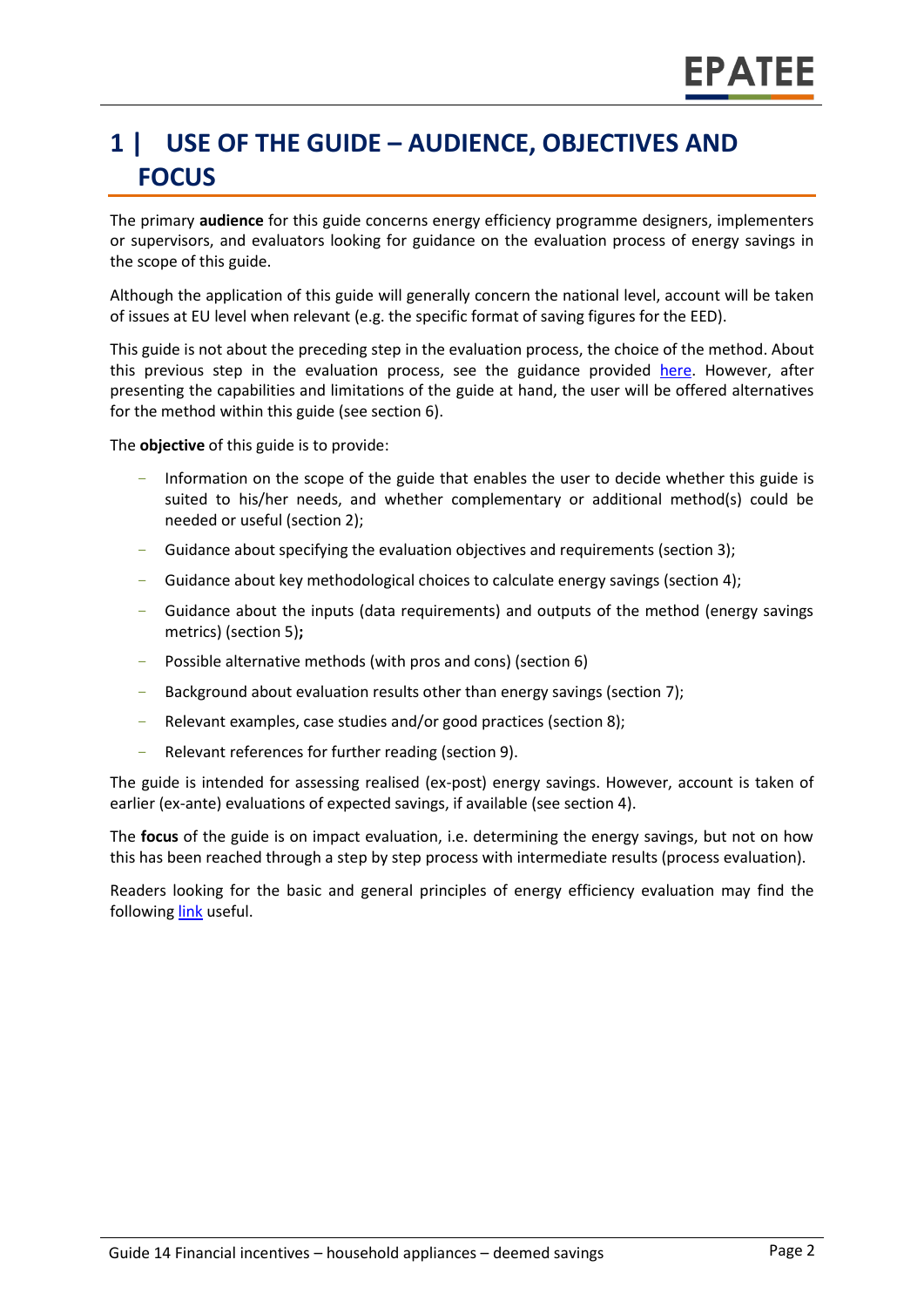# 1 | USE OF THE GUIDE – AUDIENCE, OBJECTIVES AND FOCUS

The primary **audience** for this guide concerns energy efficiency programme designers, implementers or supervisors, and evaluators looking for guidance on the evaluation process of energy savings in the scope of this guide.

Although the application of this guide will generally concern the national level, account will be taken of issues at EU level when relevant (e.g. the specific format of saving figures for the EED).

This guide is not about the preceding step in the evaluation process, the choice of the method. About this previous step in the evaluation process, see the guidance provided here. However, after presenting the capabilities and limitations of the guide at hand, the user will be offered alternatives for the method within this guide (see section 6).

The **objective** of this guide is to provide:

- Information on the scope of the guide that enables the user to decide whether this guide is suited to his/her needs, and whether complementary or additional method(s) could be needed or useful (section 2);
- Guidance about specifying the evaluation objectives and requirements (section 3);
- Guidance about key methodological choices to calculate energy savings (section 4);
- Guidance about the inputs (data requirements) and outputs of the method (energy savings metrics) (section 5)**;**
- Possible alternative methods (with pros and cons) (section 6)
- Background about evaluation results other than energy savings (section 7);
- Relevant examples, case studies and/or good practices (section 8);
- Relevant references for further reading (section 9).

The guide is intended for assessing realised (ex-post) energy savings. However, account is taken of earlier (ex-ante) evaluations of expected savings, if available (see section 4).

The **focus** of the guide is on impact evaluation, i.e. determining the energy savings, but not on how this has been reached through a step by step process with intermediate results (process evaluation).

Readers looking for the basic and general principles of energy efficiency evaluation may find the following link useful.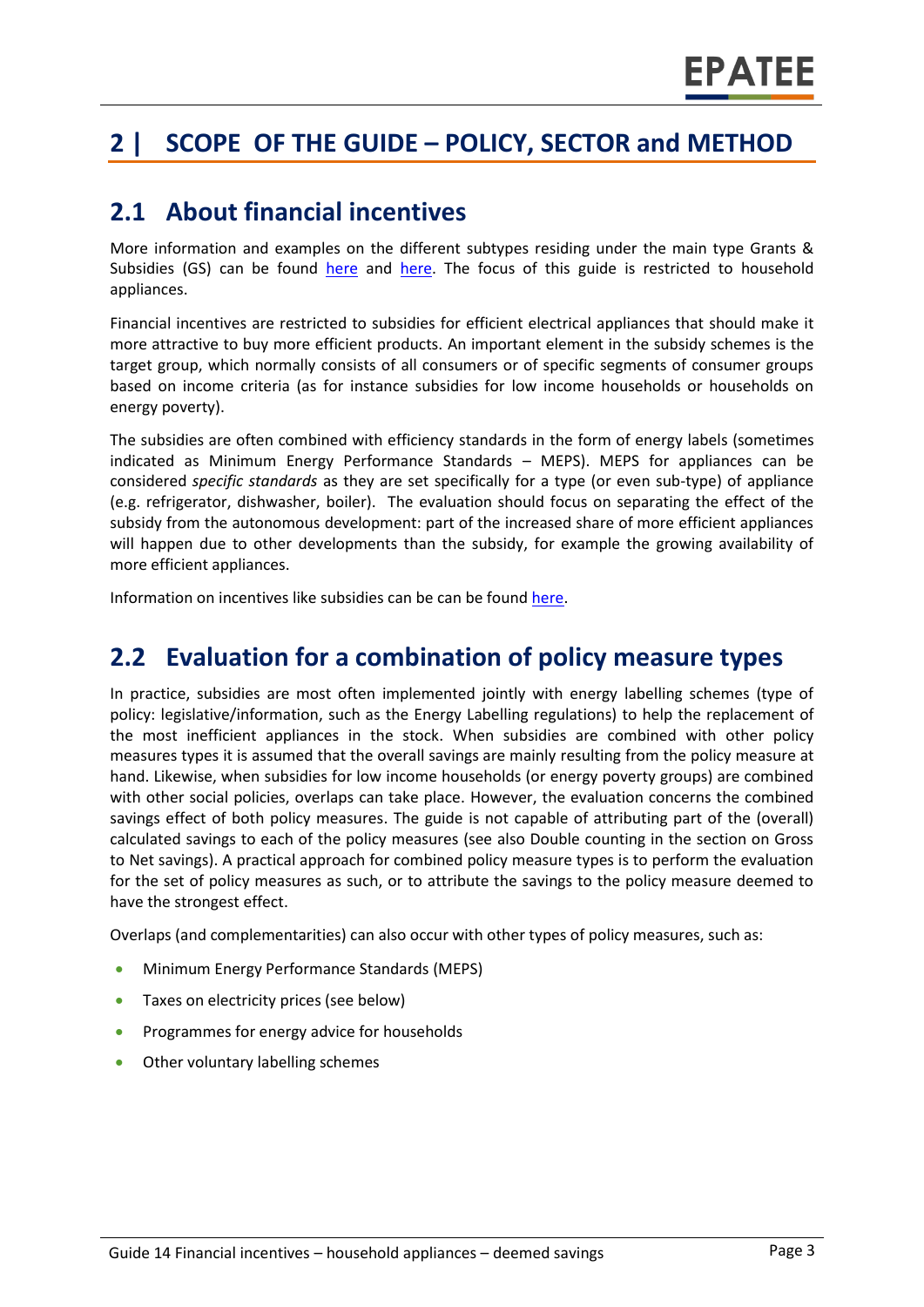# 2 | SCOPE OF THE GUIDE – POLICY, SECTOR and METHOD

## 2.1 About financial incentives

More information and examples on the different subtypes residing under the main type Grants & Subsidies (GS) can be found here and here. The focus of this guide is restricted to household appliances.

Financial incentives are restricted to subsidies for efficient electrical appliances that should make it more attractive to buy more efficient products. An important element in the subsidy schemes is the target group, which normally consists of all consumers or of specific segments of consumer groups based on income criteria (as for instance subsidies for low income households or households on energy poverty).

The subsidies are often combined with efficiency standards in the form of energy labels (sometimes indicated as Minimum Energy Performance Standards – MEPS). MEPS for appliances can be considered *specific standards* as they are set specifically for a type (or even sub-type) of appliance (e.g. refrigerator, dishwasher, boiler). The evaluation should focus on separating the effect of the subsidy from the autonomous development: part of the increased share of more efficient appliances will happen due to other developments than the subsidy, for example the growing availability of more efficient appliances.

Information on incentives like subsidies can be can be found here.

## 2.2 Evaluation for a combination of policy measure types

In practice, subsidies are most often implemented jointly with energy labelling schemes (type of policy: legislative/information, such as the Energy Labelling regulations) to help the replacement of the most inefficient appliances in the stock. When subsidies are combined with other policy measures types it is assumed that the overall savings are mainly resulting from the policy measure at hand. Likewise, when subsidies for low income households (or energy poverty groups) are combined with other social policies, overlaps can take place. However, the evaluation concerns the combined savings effect of both policy measures. The guide is not capable of attributing part of the (overall) calculated savings to each of the policy measures (see also Double counting in the section on Gross to Net savings). A practical approach for combined policy measure types is to perform the evaluation for the set of policy measures as such, or to attribute the savings to the policy measure deemed to have the strongest effect.

Overlaps (and complementarities) can also occur with other types of policy measures, such as:

- Minimum Energy Performance Standards (MEPS)
- Taxes on electricity prices (see below)
- Programmes for energy advice for households
- Other voluntary labelling schemes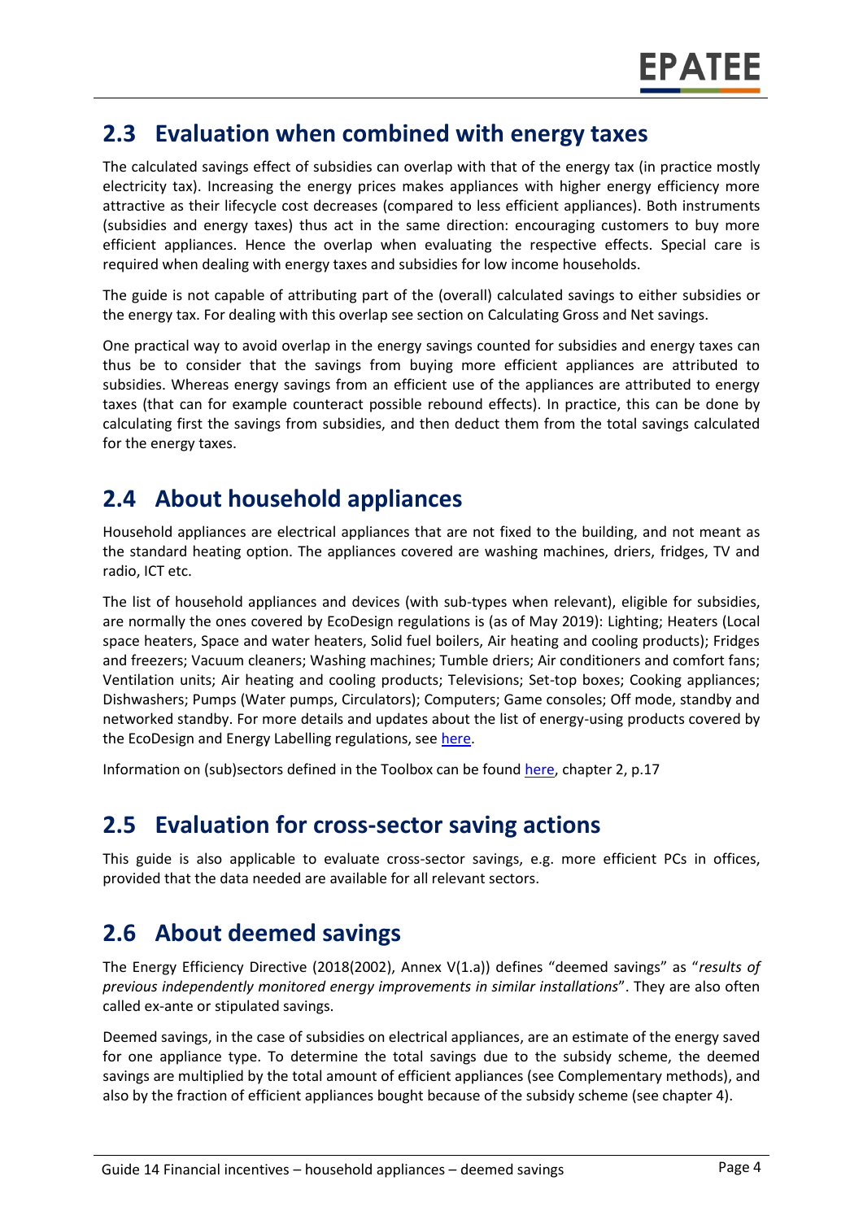## 2.3 Evaluation when combined with energy taxes

The calculated savings effect of subsidies can overlap with that of the energy tax (in practice mostly electricity tax). Increasing the energy prices makes appliances with higher energy efficiency more attractive as their lifecycle cost decreases (compared to less efficient appliances). Both instruments (subsidies and energy taxes) thus act in the same direction: encouraging customers to buy more efficient appliances. Hence the overlap when evaluating the respective effects. Special care is required when dealing with energy taxes and subsidies for low income households.

The guide is not capable of attributing part of the (overall) calculated savings to either subsidies or the energy tax. For dealing with this overlap see section on Calculating Gross and Net savings.

One practical way to avoid overlap in the energy savings counted for subsidies and energy taxes can thus be to consider that the savings from buying more efficient appliances are attributed to subsidies. Whereas energy savings from an efficient use of the appliances are attributed to energy taxes (that can for example counteract possible rebound effects). In practice, this can be done by calculating first the savings from subsidies, and then deduct them from the total savings calculated for the energy taxes.

## 2.4 About household appliances

Household appliances are electrical appliances that are not fixed to the building, and not meant as the standard heating option. The appliances covered are washing machines, driers, fridges, TV and radio, ICT etc.

The list of household appliances and devices (with sub-types when relevant), eligible for subsidies, are normally the ones covered by EcoDesign regulations is (as of May 2019): Lighting; Heaters (Local space heaters, Space and water heaters, Solid fuel boilers, Air heating and cooling products); Fridges and freezers; Vacuum cleaners; Washing machines; Tumble driers; Air conditioners and comfort fans; Ventilation units; Air heating and cooling products; Televisions; Set-top boxes; Cooking appliances; Dishwashers; Pumps (Water pumps, Circulators); Computers; Game consoles; Off mode, standby and networked standby. For more details and updates about the list of energy-using products covered by the EcoDesign and Energy Labelling regulations, see here.

Information on (sub)sectors defined in the Toolbox can be found here, chapter 2, p.17

## 2.5 Evaluation for cross-sector saving actions

This guide is also applicable to evaluate cross-sector savings, e.g. more efficient PCs in offices, provided that the data needed are available for all relevant sectors.

## 2.6 About deemed savings

The Energy Efficiency Directive (2018(2002), Annex V(1.a)) defines "deemed savings" as "*results of previous independently monitored energy improvements in similar installations*". They are also often called ex-ante or stipulated savings.

Deemed savings, in the case of subsidies on electrical appliances, are an estimate of the energy saved for one appliance type. To determine the total savings due to the subsidy scheme, the deemed savings are multiplied by the total amount of efficient appliances (see Complementary methods), and also by the fraction of efficient appliances bought because of the subsidy scheme (see chapter 4).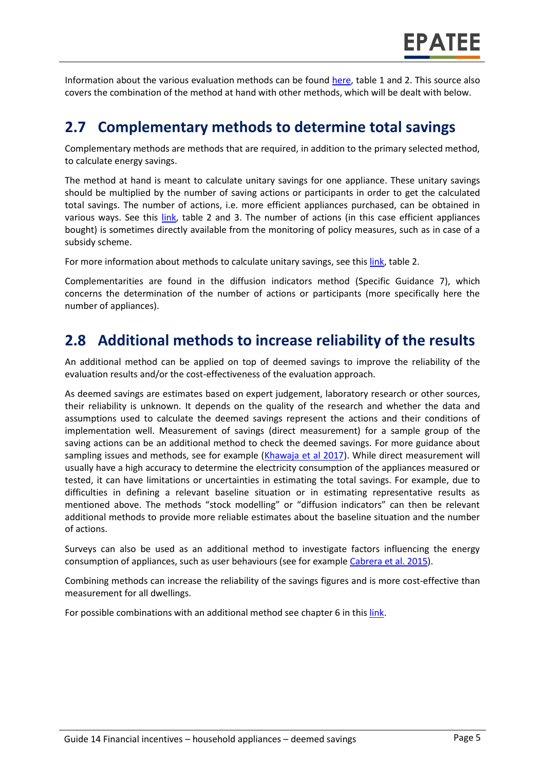Information about the various evaluation methods can be found here, table 1 and 2. This source also covers the combination of the method at hand with other methods, which will be dealt with below.

## 2.7 Complementary methods to determine total savings

Complementary methods are methods that are required, in addition to the primary selected method, to calculate energy savings.

The method at hand is meant to calculate unitary savings for one appliance. These unitary savings should be multiplied by the number of saving actions or participants in order to get the calculated total savings. The number of actions, i.e. more efficient appliances purchased, can be obtained in various ways. See this link, table 2 and 3. The number of actions (in this case efficient appliances bought) is sometimes directly available from the monitoring of policy measures, such as in case of a subsidy scheme.

For more information about methods to calculate unitary savings, see this link, table 2.

Complementarities are found in the diffusion indicators method (Specific Guidance 7), which concerns the determination of the number of actions or participants (more specifically here the number of appliances).

## 2.8 Additional methods to increase reliability of the results

An additional method can be applied on top of deemed savings to improve the reliability of the evaluation results and/or the cost-effectiveness of the evaluation approach.

As deemed savings are estimates based on expert judgement, laboratory research or other sources, their reliability is unknown. It depends on the quality of the research and whether the data and assumptions used to calculate the deemed savings represent the actions and their conditions of implementation well. Measurement of savings (direct measurement) for a sample group of the saving actions can be an additional method to check the deemed savings. For more guidance about sampling issues and methods, see for example (Khawaja et al 2017). While direct measurement will usually have a high accuracy to determine the electricity consumption of the appliances measured or tested, it can have limitations or uncertainties in estimating the total savings. For example, due to difficulties in defining a relevant baseline situation or in estimating representative results as mentioned above. The methods "stock modelling" or "diffusion indicators" can then be relevant additional methods to provide more reliable estimates about the baseline situation and the number of actions.

Surveys can also be used as an additional method to investigate factors influencing the energy consumption of appliances, such as user behaviours (see for example Cabrera et al. 2015).

Combining methods can increase the reliability of the savings figures and is more cost-effective than measurement for all dwellings.

For possible combinations with an additional method see chapter 6 in this link.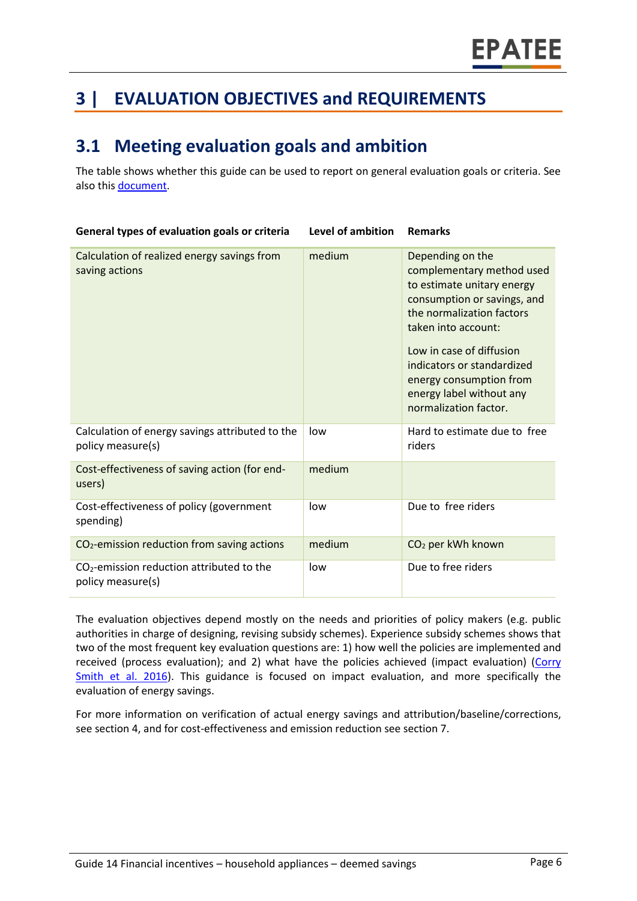# 3 | EVALUATION OBJECTIVES and REQUIREMENTS

## 3.1 Meeting evaluation goals and ambition

The table shows whether this guide can be used to report on general evaluation goals or criteria. See also this [document](document).

| General types of evaluation goals or criteria | Level of ambition | Remarks |
|---|---|---|
| Calculation of realized energy savings from saving actions | medium | Depending on the complementary method used to estimate unitary energy consumption or savings, and the normalization factors taken into account: Low in case of diffusion indicators or standardized energy consumption from energy label without any normalization factor. |
| Calculation of energy savings attributed to the policy measure(s) | low | Hard to estimate due to free riders |
| Cost-effectiveness of saving action (for end-users) | medium | |
| Cost-effectiveness of policy (government spending) | low | Due to free riders |
| $CO_2$-emission reduction from saving actions | medium | $CO_2$ per kWh known |
| $CO_2$-emission reduction attributed to the policy measure(s) | low | Due to free riders |

The evaluation objectives depend mostly on the needs and priorities of policy makers (e.g. public authorities in charge of designing, revising subsidy schemes). Experience subsidy schemes shows that two of the most frequent key evaluation questions are: 1) how well the policies are implemented and received (process evaluation); and 2) what have the policies achieved (impact evaluation) (Corry Smith et al. 2016). This guidance is focused on impact evaluation, and more specifically the evaluation of energy savings.

For more information on verification of actual energy savings and attribution/baseline/corrections, see section 4, and for cost-effectiveness and emission reduction see section 7.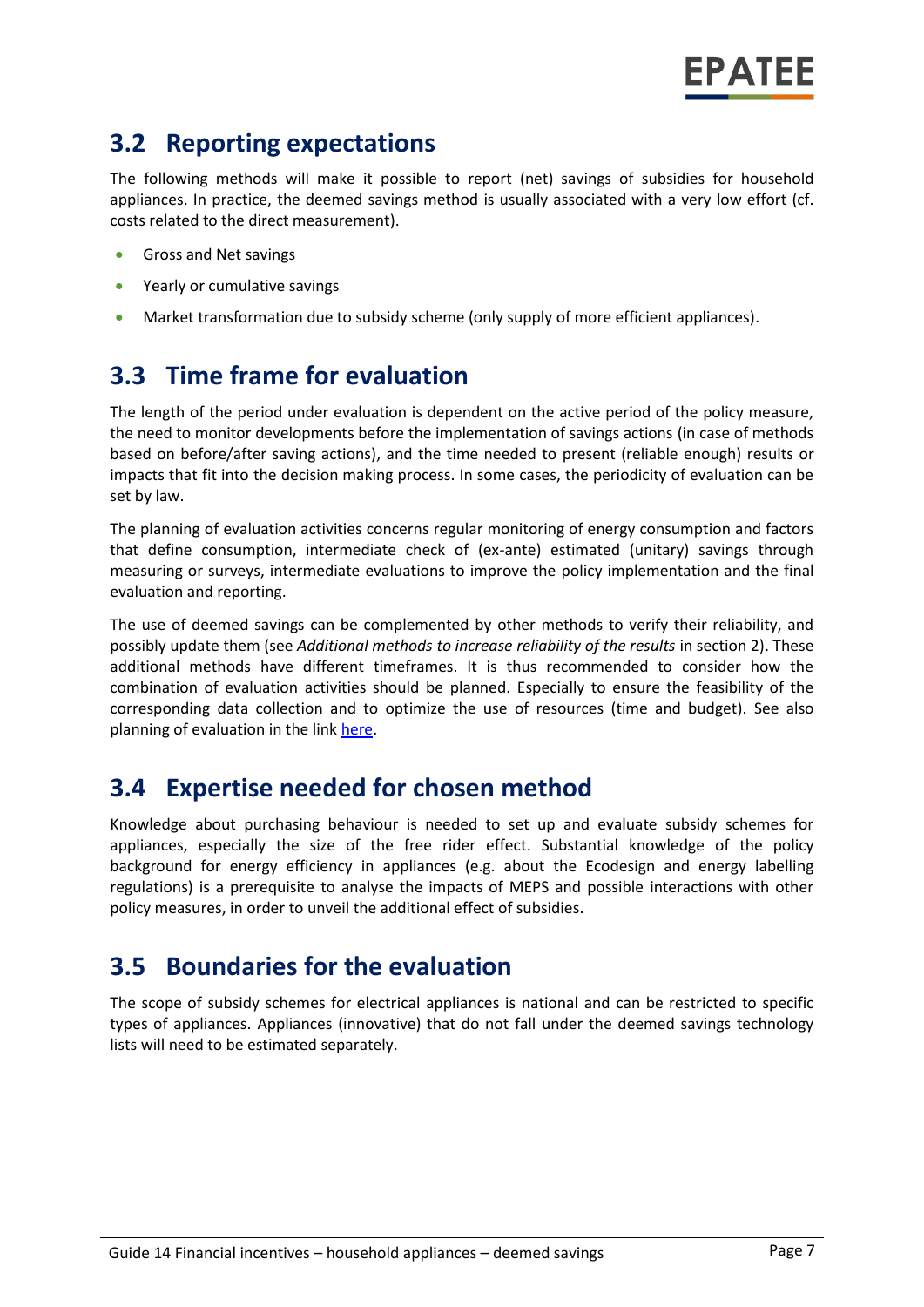## 3.2 Reporting expectations

The following methods will make it possible to report (net) savings of subsidies for household appliances. In practice, the deemed savings method is usually associated with a very low effort (cf. costs related to the direct measurement).

- Gross and Net savings
- Yearly or cumulative savings
- Market transformation due to subsidy scheme (only supply of more efficient appliances).

## 3.3 Time frame for evaluation

The length of the period under evaluation is dependent on the active period of the policy measure, the need to monitor developments before the implementation of savings actions (in case of methods based on before/after saving actions), and the time needed to present (reliable enough) results or impacts that fit into the decision making process. In some cases, the periodicity of evaluation can be set by law.

The planning of evaluation activities concerns regular monitoring of energy consumption and factors that define consumption, intermediate check of (ex-ante) estimated (unitary) savings through measuring or surveys, intermediate evaluations to improve the policy implementation and the final evaluation and reporting.

The use of deemed savings can be complemented by other methods to verify their reliability, and possibly update them (see *Additional methods to increase reliability of the results* in section 2). These additional methods have different timeframes. It is thus recommended to consider how the combination of evaluation activities should be planned. Especially to ensure the feasibility of the corresponding data collection and to optimize the use of resources (time and budget). See also planning of evaluation in the link [here](here).

## 3.4 Expertise needed for chosen method

Knowledge about purchasing behaviour is needed to set up and evaluate subsidy schemes for appliances, especially the size of the free rider effect. Substantial knowledge of the policy background for energy efficiency in appliances (e.g. about the Ecodesign and energy labelling regulations) is a prerequisite to analyse the impacts of MEPS and possible interactions with other policy measures, in order to unveil the additional effect of subsidies.

## 3.5 Boundaries for the evaluation

The scope of subsidy schemes for electrical appliances is national and can be restricted to specific types of appliances. Appliances (innovative) that do not fall under the deemed savings technology lists will need to be estimated separately.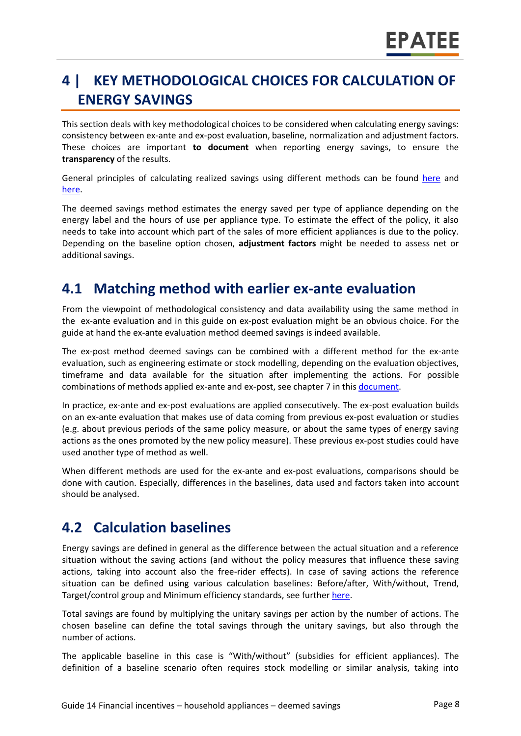# 4 | KEY METHODOLOGICAL CHOICES FOR CALCULATION OF ENERGY SAVINGS

This section deals with key methodological choices to be considered when calculating energy savings: consistency between ex-ante and ex-post evaluation, baseline, normalization and adjustment factors. These choices are important **to document** when reporting energy savings, to ensure the **transparency** of the results.

General principles of calculating realized savings using different methods can be found here and here.

The deemed savings method estimates the energy saved per type of appliance depending on the energy label and the hours of use per appliance type. To estimate the effect of the policy, it also needs to take into account which part of the sales of more efficient appliances is due to the policy. Depending on the baseline option chosen, **adjustment factors** might be needed to assess net or additional savings.

## 4.1 Matching method with earlier ex-ante evaluation

From the viewpoint of methodological consistency and data availability using the same method in the ex-ante evaluation and in this guide on ex-post evaluation might be an obvious choice. For the guide at hand the ex-ante evaluation method deemed savings is indeed available.

The ex-post method deemed savings can be combined with a different method for the ex-ante evaluation, such as engineering estimate or stock modelling, depending on the evaluation objectives, timeframe and data available for the situation after implementing the actions. For possible combinations of methods applied ex-ante and ex-post, see chapter 7 in this document.

In practice, ex-ante and ex-post evaluations are applied consecutively. The ex-post evaluation builds on an ex-ante evaluation that makes use of data coming from previous ex-post evaluation or studies (e.g. about previous periods of the same policy measure, or about the same types of energy saving actions as the ones promoted by the new policy measure). These previous ex-post studies could have used another type of method as well.

When different methods are used for the ex-ante and ex-post evaluations, comparisons should be done with caution. Especially, differences in the baselines, data used and factors taken into account should be analysed.

## 4.2 Calculation baselines

Energy savings are defined in general as the difference between the actual situation and a reference situation without the saving actions (and without the policy measures that influence these saving actions, taking into account also the free-rider effects). In case of saving actions the reference situation can be defined using various calculation baselines: Before/after, With/without, Trend, Target/control group and Minimum efficiency standards, see further here.

Total savings are found by multiplying the unitary savings per action by the number of actions. The chosen baseline can define the total savings through the unitary savings, but also through the number of actions.

The applicable baseline in this case is "With/without" (subsidies for efficient appliances). The definition of a baseline scenario often requires stock modelling or similar analysis, taking into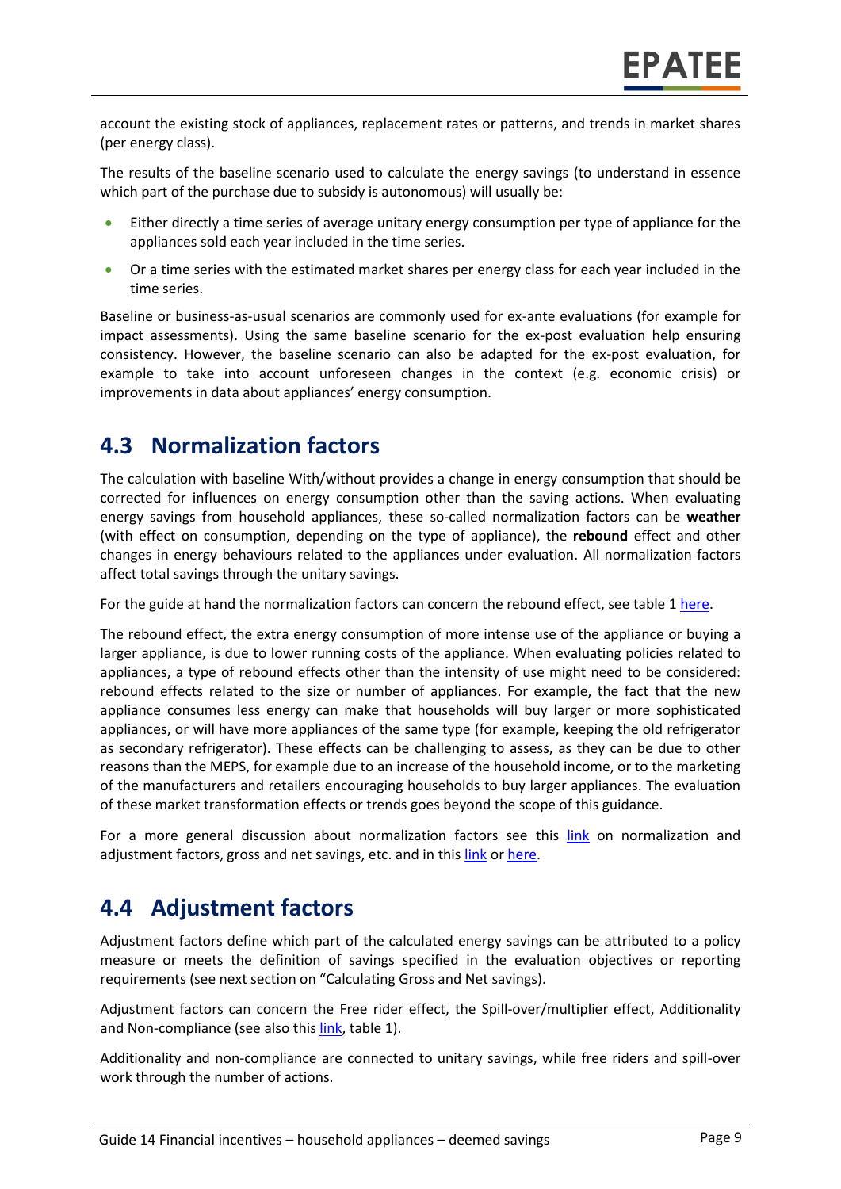account the existing stock of appliances, replacement rates or patterns, and trends in market shares (per energy class).

The results of the baseline scenario used to calculate the energy savings (to understand in essence which part of the purchase due to subsidy is autonomous) will usually be:

- Either directly a time series of average unitary energy consumption per type of appliance for the appliances sold each year included in the time series.
- Or a time series with the estimated market shares per energy class for each year included in the time series.

Baseline or business-as-usual scenarios are commonly used for ex-ante evaluations (for example for impact assessments). Using the same baseline scenario for the ex-post evaluation help ensuring consistency. However, the baseline scenario can also be adapted for the ex-post evaluation, for example to take into account unforeseen changes in the context (e.g. economic crisis) or improvements in data about appliances' energy consumption.

## 4.3 Normalization factors

The calculation with baseline With/without provides a change in energy consumption that should be corrected for influences on energy consumption other than the saving actions. When evaluating energy savings from household appliances, these so-called normalization factors can be **weather** (with effect on consumption, depending on the type of appliance), the **rebound** effect and other changes in energy behaviours related to the appliances under evaluation. All normalization factors affect total savings through the unitary savings.

For the guide at hand the normalization factors can concern the rebound effect, see table 1 here.

The rebound effect, the extra energy consumption of more intense use of the appliance or buying a larger appliance, is due to lower running costs of the appliance. When evaluating policies related to appliances, a type of rebound effects other than the intensity of use might need to be considered: rebound effects related to the size or number of appliances. For example, the fact that the new appliance consumes less energy can make that households will buy larger or more sophisticated appliances, or will have more appliances of the same type (for example, keeping the old refrigerator as secondary refrigerator). These effects can be challenging to assess, as they can be due to other reasons than the MEPS, for example due to an increase of the household income, or to the marketing of the manufacturers and retailers encouraging households to buy larger appliances. The evaluation of these market transformation effects or trends goes beyond the scope of this guidance.

For a more general discussion about normalization factors see this link on normalization and adjustment factors, gross and net savings, etc. and in this link or here.

## 4.4 Adjustment factors

Adjustment factors define which part of the calculated energy savings can be attributed to a policy measure or meets the definition of savings specified in the evaluation objectives or reporting requirements (see next section on "Calculating Gross and Net savings).

Adjustment factors can concern the Free rider effect, the Spill-over/multiplier effect, Additionality and Non-compliance (see also this link, table 1).

Additionality and non-compliance are connected to unitary savings, while free riders and spill-over work through the number of actions.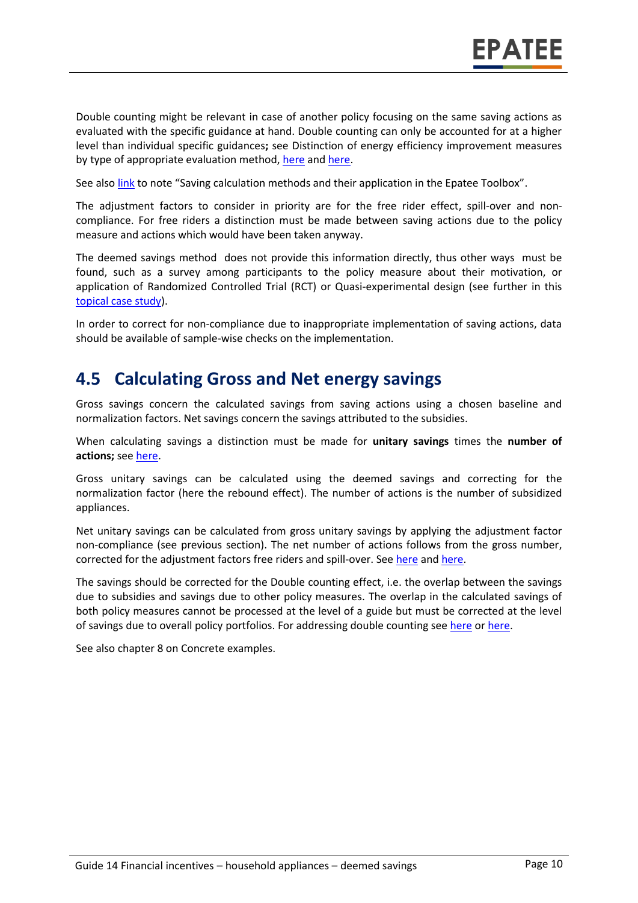Double counting might be relevant in case of another policy focusing on the same saving actions as evaluated with the specific guidance at hand. Double counting can only be accounted for at a higher level than individual specific guidances**;** see Distinction of energy efficiency improvement measures by type of appropriate evaluation method, here and here.

See also link to note "Saving calculation methods and their application in the Epatee Toolbox".

The adjustment factors to consider in priority are for the free rider effect, spill-over and non-compliance. For free riders a distinction must be made between saving actions due to the policy measure and actions which would have been taken anyway.

The deemed savings method does not provide this information directly, thus other ways must be found, such as a survey among participants to the policy measure about their motivation, or application of Randomized Controlled Trial (RCT) or Quasi-experimental design (see further in this topical case study).

In order to correct for non-compliance due to inappropriate implementation of saving actions, data should be available of sample-wise checks on the implementation.

## 4.5 Calculating Gross and Net energy savings

Gross savings concern the calculated savings from saving actions using a chosen baseline and normalization factors. Net savings concern the savings attributed to the subsidies.

When calculating savings a distinction must be made for **unitary savings** times the **number of actions;** see here.

Gross unitary savings can be calculated using the deemed savings and correcting for the normalization factor (here the rebound effect). The number of actions is the number of subsidized appliances.

Net unitary savings can be calculated from gross unitary savings by applying the adjustment factor non-compliance (see previous section). The net number of actions follows from the gross number, corrected for the adjustment factors free riders and spill-over. See here and here.

The savings should be corrected for the Double counting effect, i.e. the overlap between the savings due to subsidies and savings due to other policy measures. The overlap in the calculated savings of both policy measures cannot be processed at the level of a guide but must be corrected at the level of savings due to overall policy portfolios. For addressing double counting see here or here.

See also chapter 8 on Concrete examples.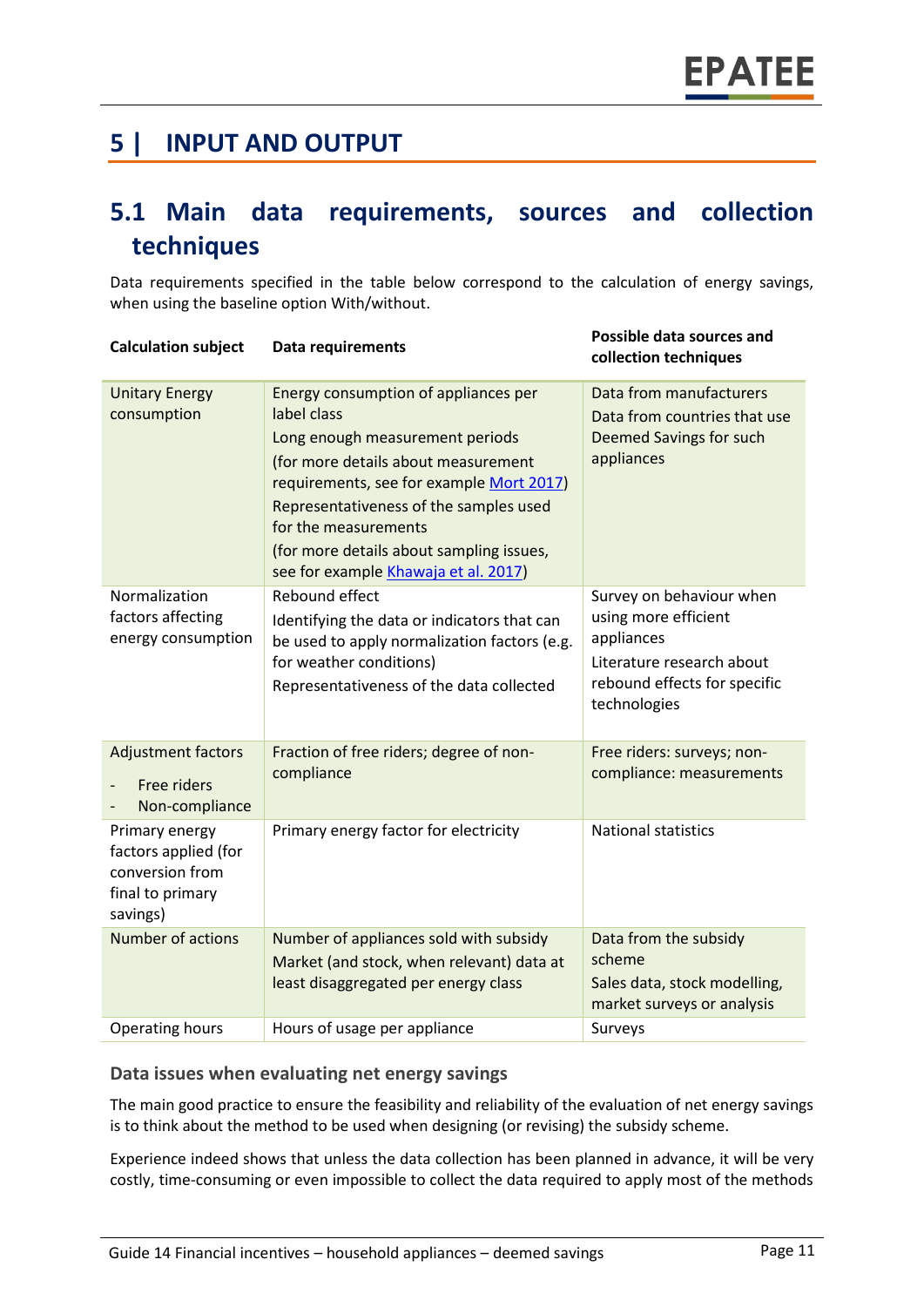# 5 | INPUT AND OUTPUT

## 5.1 Main data requirements, sources and collection techniques

Data requirements specified in the table below correspond to the calculation of energy savings, when using the baseline option With/without.

| Calculation subject | Data requirements | Possible data sources and collection techniques |
|---|---|---|
| Unitary Energy consumption | Energy consumption of appliances per label class<br>Long enough measurement periods<br>(for more details about measurement requirements, see for example [Mort 2017](#))<br>Representativeness of the samples used for the measurements<br>(for more details about sampling issues, see for example [Khawaja et al. 2017](#)) | Data from manufacturers<br>Data from countries that use Deemed Savings for such appliances |
| Normalization factors affecting energy consumption | Rebound effect<br>Identifying the data or indicators that can be used to apply normalization factors (e.g. for weather conditions)<br>Representativeness of the data collected | Survey on behaviour when using more efficient appliances<br>Literature research about rebound effects for specific technologies |
| Adjustment factors<br>- Free riders<br>- Non-compliance | Fraction of free riders; degree of non-compliance | Free riders: surveys; non-compliance: measurements |
| Primary energy factors applied (for conversion from final to primary savings) | Primary energy factor for electricity | National statistics |
| Number of actions | Number of appliances sold with subsidy<br>Market (and stock, when relevant) data at least disaggregated per energy class | Data from the subsidy scheme<br>Sales data, stock modelling, market surveys or analysis |
| Operating hours | Hours of usage per appliance | Surveys |

### Data issues when evaluating net energy savings

The main good practice to ensure the feasibility and reliability of the evaluation of net energy savings is to think about the method to be used when designing (or revising) the subsidy scheme.

Experience indeed shows that unless the data collection has been planned in advance, it will be very costly, time-consuming or even impossible to collect the data required to apply most of the methods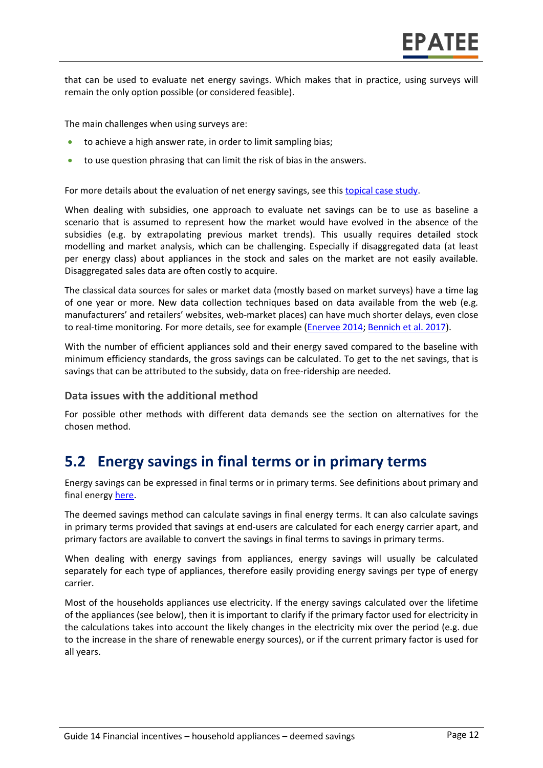that can be used to evaluate net energy savings. Which makes that in practice, using surveys will remain the only option possible (or considered feasible).

The main challenges when using surveys are:

- to achieve a high answer rate, in order to limit sampling bias;
- to use question phrasing that can limit the risk of bias in the answers.

For more details about the evaluation of net energy savings, see this topical case study.

When dealing with subsidies, one approach to evaluate net savings can be to use as baseline a scenario that is assumed to represent how the market would have evolved in the absence of the subsidies (e.g. by extrapolating previous market trends). This usually requires detailed stock modelling and market analysis, which can be challenging. Especially if disaggregated data (at least per energy class) about appliances in the stock and sales on the market are not easily available. Disaggregated sales data are often costly to acquire.

The classical data sources for sales or market data (mostly based on market surveys) have a time lag of one year or more. New data collection techniques based on data available from the web (e.g. manufacturers' and retailers' websites, web-market places) can have much shorter delays, even close to real-time monitoring. For more details, see for example (Enervee 2014; Bennich et al. 2017).

With the number of efficient appliances sold and their energy saved compared to the baseline with minimum efficiency standards, the gross savings can be calculated. To get to the net savings, that is savings that can be attributed to the subsidy, data on free-ridership are needed.

### Data issues with the additional method

For possible other methods with different data demands see the section on alternatives for the chosen method.

## 5.2 Energy savings in final terms or in primary terms

Energy savings can be expressed in final terms or in primary terms. See definitions about primary and final energy here.

The deemed savings method can calculate savings in final energy terms. It can also calculate savings in primary terms provided that savings at end-users are calculated for each energy carrier apart, and primary factors are available to convert the savings in final terms to savings in primary terms.

When dealing with energy savings from appliances, energy savings will usually be calculated separately for each type of appliances, therefore easily providing energy savings per type of energy carrier.

Most of the households appliances use electricity. If the energy savings calculated over the lifetime of the appliances (see below), then it is important to clarify if the primary factor used for electricity in the calculations takes into account the likely changes in the electricity mix over the period (e.g. due to the increase in the share of renewable energy sources), or if the current primary factor is used for all years.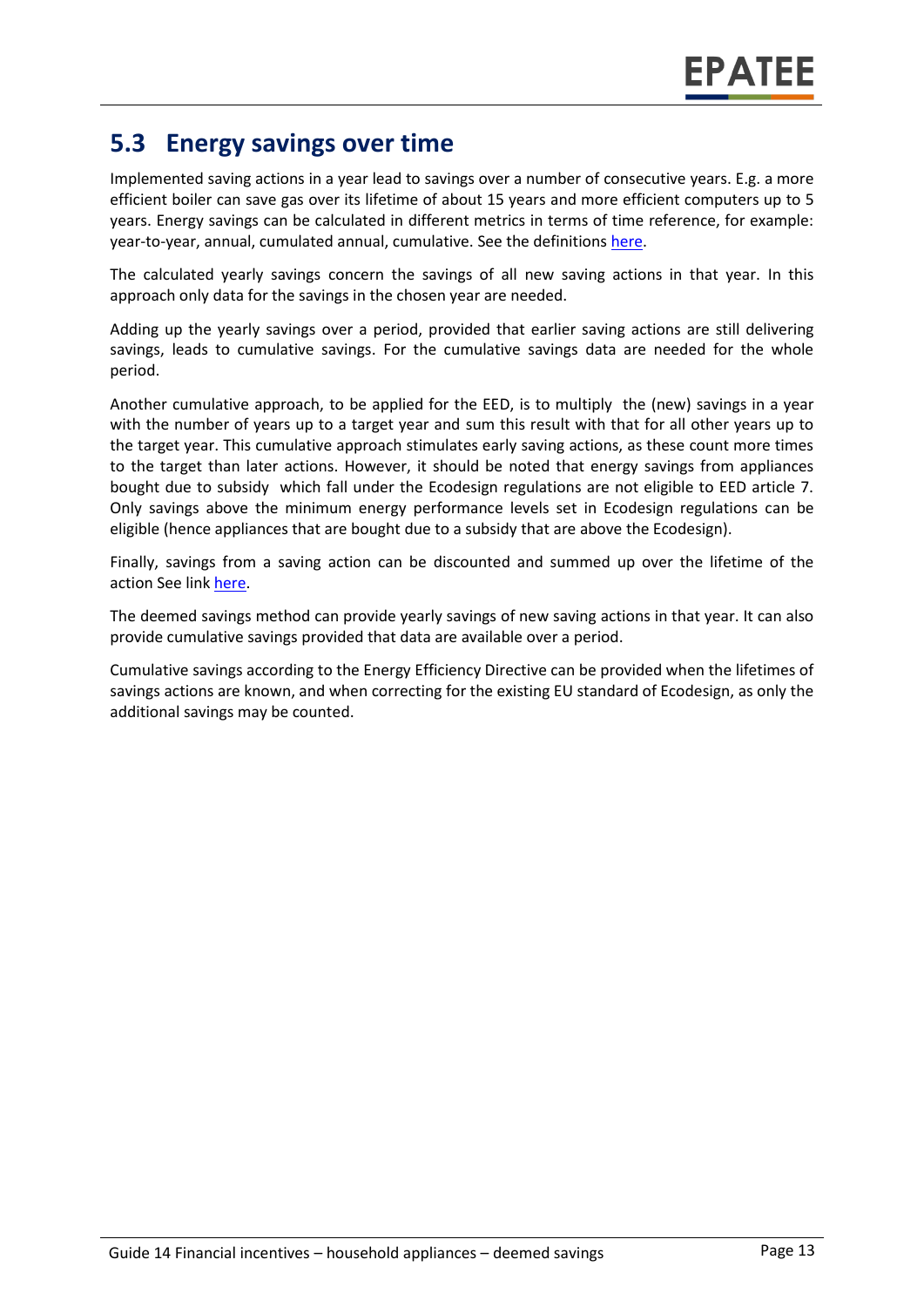## 5.3 Energy savings over time

Implemented saving actions in a year lead to savings over a number of consecutive years. E.g. a more efficient boiler can save gas over its lifetime of about 15 years and more efficient computers up to 5 years. Energy savings can be calculated in different metrics in terms of time reference, for example: year-to-year, annual, cumulated annual, cumulative. See the definitions here.

The calculated yearly savings concern the savings of all new saving actions in that year. In this approach only data for the savings in the chosen year are needed.

Adding up the yearly savings over a period, provided that earlier saving actions are still delivering savings, leads to cumulative savings. For the cumulative savings data are needed for the whole period.

Another cumulative approach, to be applied for the EED, is to multiply the (new) savings in a year with the number of years up to a target year and sum this result with that for all other years up to the target year. This cumulative approach stimulates early saving actions, as these count more times to the target than later actions. However, it should be noted that energy savings from appliances bought due to subsidy which fall under the Ecodesign regulations are not eligible to EED article 7. Only savings above the minimum energy performance levels set in Ecodesign regulations can be eligible (hence appliances that are bought due to a subsidy that are above the Ecodesign).

Finally, savings from a saving action can be discounted and summed up over the lifetime of the action See link here.

The deemed savings method can provide yearly savings of new saving actions in that year. It can also provide cumulative savings provided that data are available over a period.

Cumulative savings according to the Energy Efficiency Directive can be provided when the lifetimes of savings actions are known, and when correcting for the existing EU standard of Ecodesign, as only the additional savings may be counted.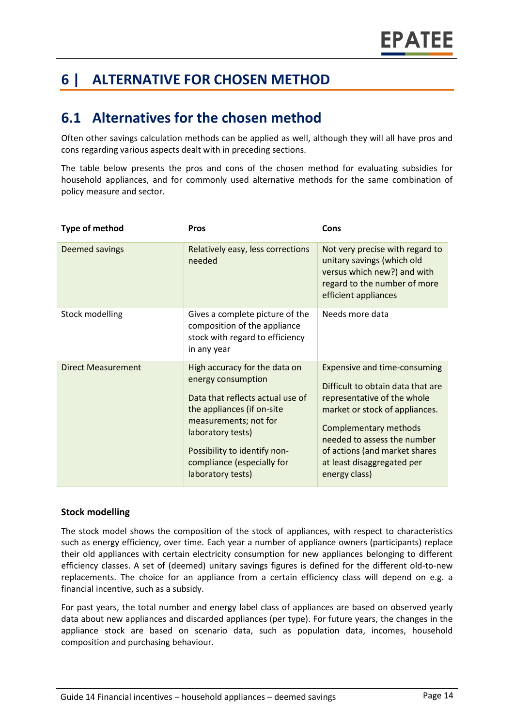# 6 | ALTERNATIVE FOR CHOSEN METHOD

## 6.1 Alternatives for the chosen method

Often other savings calculation methods can be applied as well, although they will all have pros and cons regarding various aspects dealt with in preceding sections.

The table below presents the pros and cons of the chosen method for evaluating subsidies for household appliances, and for commonly used alternative methods for the same combination of policy measure and sector.

| Type of method | Pros | Cons |
|---|---|---|
| Deemed savings | Relatively easy, less corrections needed | Not very precise with regard to unitary savings (which old versus which new?) and with regard to the number of more efficient appliances |
| Stock modelling | Gives a complete picture of the composition of the appliance stock with regard to efficiency in any year | Needs more data |
| Direct Measurement | High accuracy for the data on energy consumption<br><br>Data that reflects actual use of the appliances (if on-site measurements; not for laboratory tests)<br><br>Possibility to identify non-compliance (especially for laboratory tests) | Expensive and time-consuming<br><br>Difficult to obtain data that are representative of the whole market or stock of appliances.<br><br>Complementary methods needed to assess the number of actions (and market shares at least disaggregated per energy class) |

**Stock modelling**

The stock model shows the composition of the stock of appliances, with respect to characteristics such as energy efficiency, over time. Each year a number of appliance owners (participants) replace their old appliances with certain electricity consumption for new appliances belonging to different efficiency classes. A set of (deemed) unitary savings figures is defined for the different old-to-new replacements. The choice for an appliance from a certain efficiency class will depend on e.g. a financial incentive, such as a subsidy.

For past years, the total number and energy label class of appliances are based on observed yearly data about new appliances and discarded appliances (per type). For future years, the changes in the appliance stock are based on scenario data, such as population data, incomes, household composition and purchasing behaviour.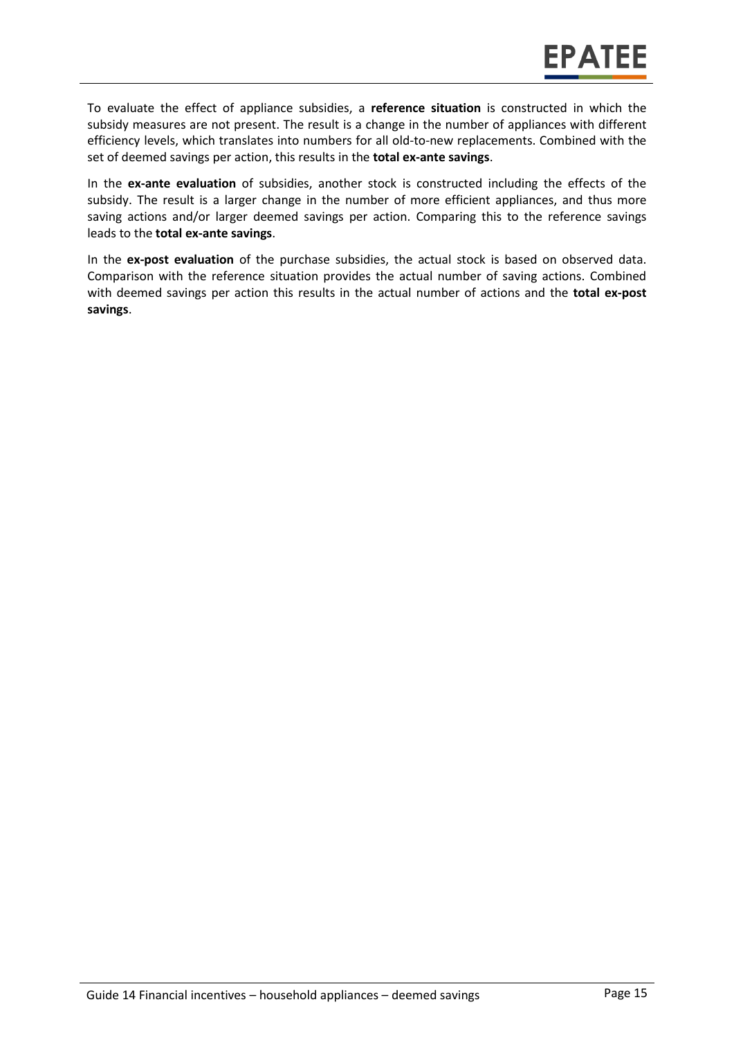To evaluate the effect of appliance subsidies, a **reference situation** is constructed in which the subsidy measures are not present. The result is a change in the number of appliances with different efficiency levels, which translates into numbers for all old-to-new replacements. Combined with the set of deemed savings per action, this results in the **total ex-ante savings**.

In the **ex-ante evaluation** of subsidies, another stock is constructed including the effects of the subsidy. The result is a larger change in the number of more efficient appliances, and thus more saving actions and/or larger deemed savings per action. Comparing this to the reference savings leads to the **total ex-ante savings**.

In the **ex-post evaluation** of the purchase subsidies, the actual stock is based on observed data. Comparison with the reference situation provides the actual number of saving actions. Combined with deemed savings per action this results in the actual number of actions and the **total ex-post savings**.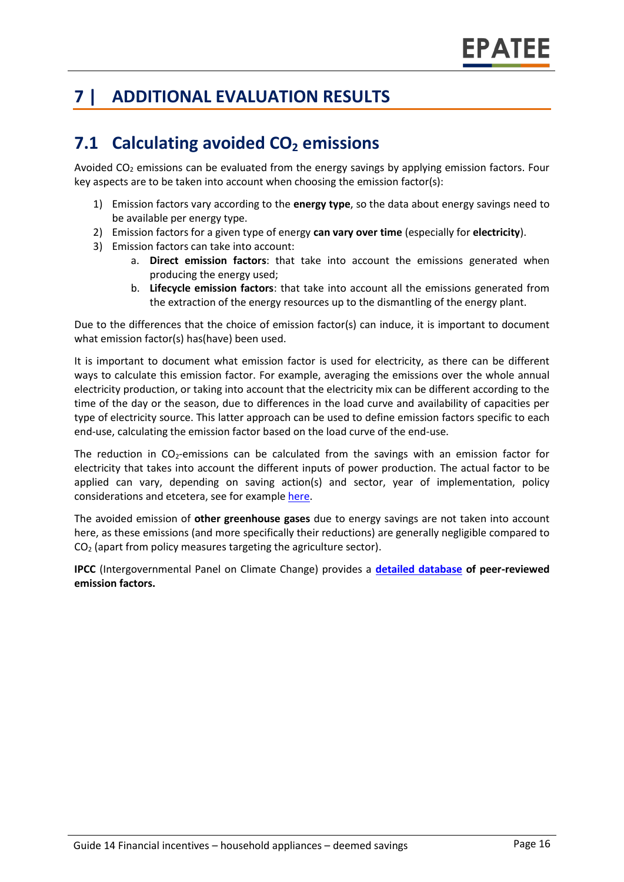# 7 | ADDITIONAL EVALUATION RESULTS

## 7.1 Calculating avoided $CO_2$ emissions

Avoided $CO_2$ emissions can be evaluated from the energy savings by applying emission factors. Four key aspects are to be taken into account when choosing the emission factor(s):

1) Emission factors vary according to the **energy type**, so the data about energy savings need to be available per energy type.
2) Emission factors for a given type of energy **can vary over time** (especially for **electricity**).
3) Emission factors can take into account:
    a. **Direct emission factors**: that take into account the emissions generated when producing the energy used;
    b. **Lifecycle emission factors**: that take into account all the emissions generated from the extraction of the energy resources up to the dismantling of the energy plant.

Due to the differences that the choice of emission factor(s) can induce, it is important to document what emission factor(s) has(have) been used.

It is important to document what emission factor is used for electricity, as there can be different ways to calculate this emission factor. For example, averaging the emissions over the whole annual electricity production, or taking into account that the electricity mix can be different according to the time of the day or the season, due to differences in the load curve and availability of capacities per type of electricity source. This latter approach can be used to define emission factors specific to each end-use, calculating the emission factor based on the load curve of the end-use.

The reduction in $CO_2$-emissions can be calculated from the savings with an emission factor for electricity that takes into account the different inputs of power production. The actual factor to be applied can vary, depending on saving action(s) and sector, year of implementation, policy considerations and etcetera, see for example here.

The avoided emission of **other greenhouse gases** due to energy savings are not taken into account here, as these emissions (and more specifically their reductions) are generally negligible compared to $CO_2$ (apart from policy measures targeting the agriculture sector).

**IPCC** (Intergovernmental Panel on Climate Change) provides a **detailed database of peer-reviewed emission factors.**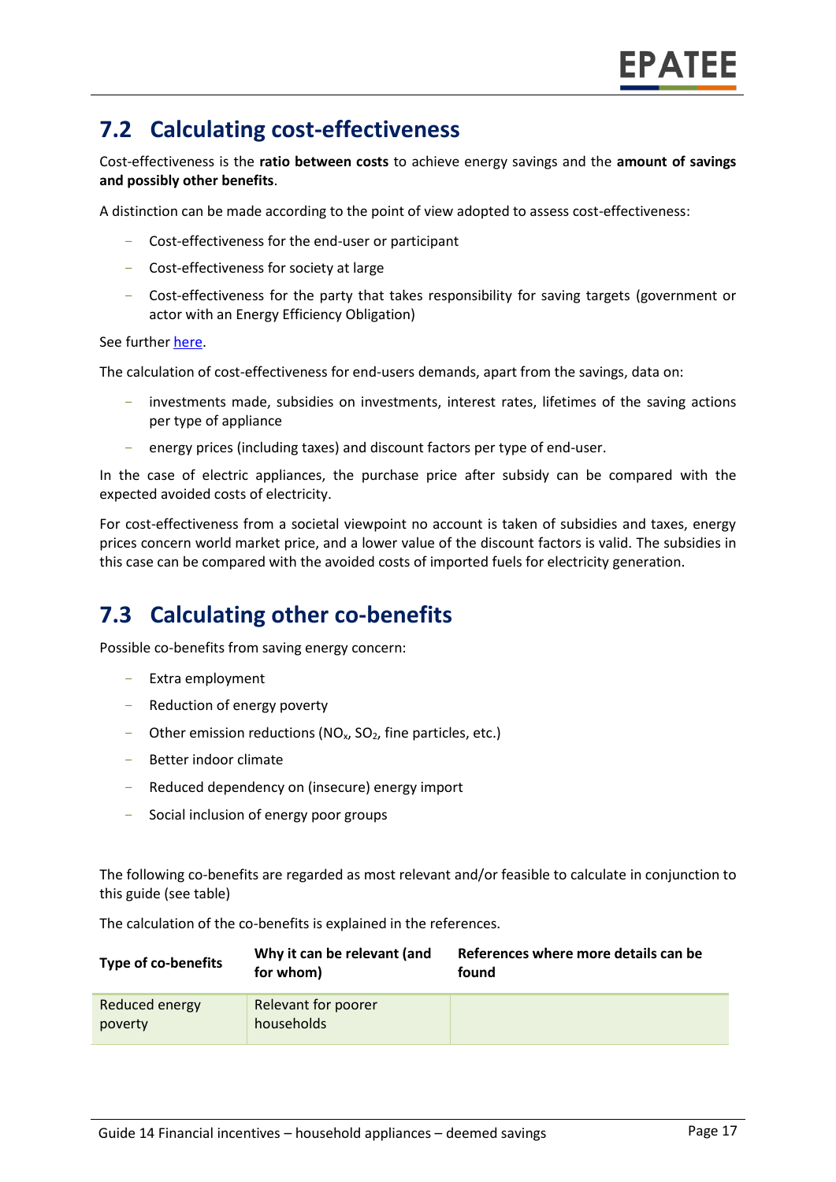## 7.2 Calculating cost-effectiveness

Cost-effectiveness is the **ratio between costs** to achieve energy savings and the **amount of savings and possibly other benefits**.

A distinction can be made according to the point of view adopted to assess cost-effectiveness:

- Cost-effectiveness for the end-user or participant
- Cost-effectiveness for society at large
- Cost-effectiveness for the party that takes responsibility for saving targets (government or actor with an Energy Efficiency Obligation)

See further here.

The calculation of cost-effectiveness for end-users demands, apart from the savings, data on:

- investments made, subsidies on investments, interest rates, lifetimes of the saving actions per type of appliance
- energy prices (including taxes) and discount factors per type of end-user.

In the case of electric appliances, the purchase price after subsidy can be compared with the expected avoided costs of electricity.

For cost-effectiveness from a societal viewpoint no account is taken of subsidies and taxes, energy prices concern world market price, and a lower value of the discount factors is valid. The subsidies in this case can be compared with the avoided costs of imported fuels for electricity generation.

## 7.3 Calculating other co-benefits

Possible co-benefits from saving energy concern:

- Extra employment
- Reduction of energy poverty
- Other emission reductions ($NO_x$, $SO_2$, fine particles, etc.)
- Better indoor climate
- Reduced dependency on (insecure) energy import
- Social inclusion of energy poor groups

The following co-benefits are regarded as most relevant and/or feasible to calculate in conjunction to this guide (see table)

The calculation of the co-benefits is explained in the references.

| Type of co-benefits | Why it can be relevant (and for whom) | References where more details can be found |
|---|---|---|
| Reduced energy poverty | Relevant for poorer households | |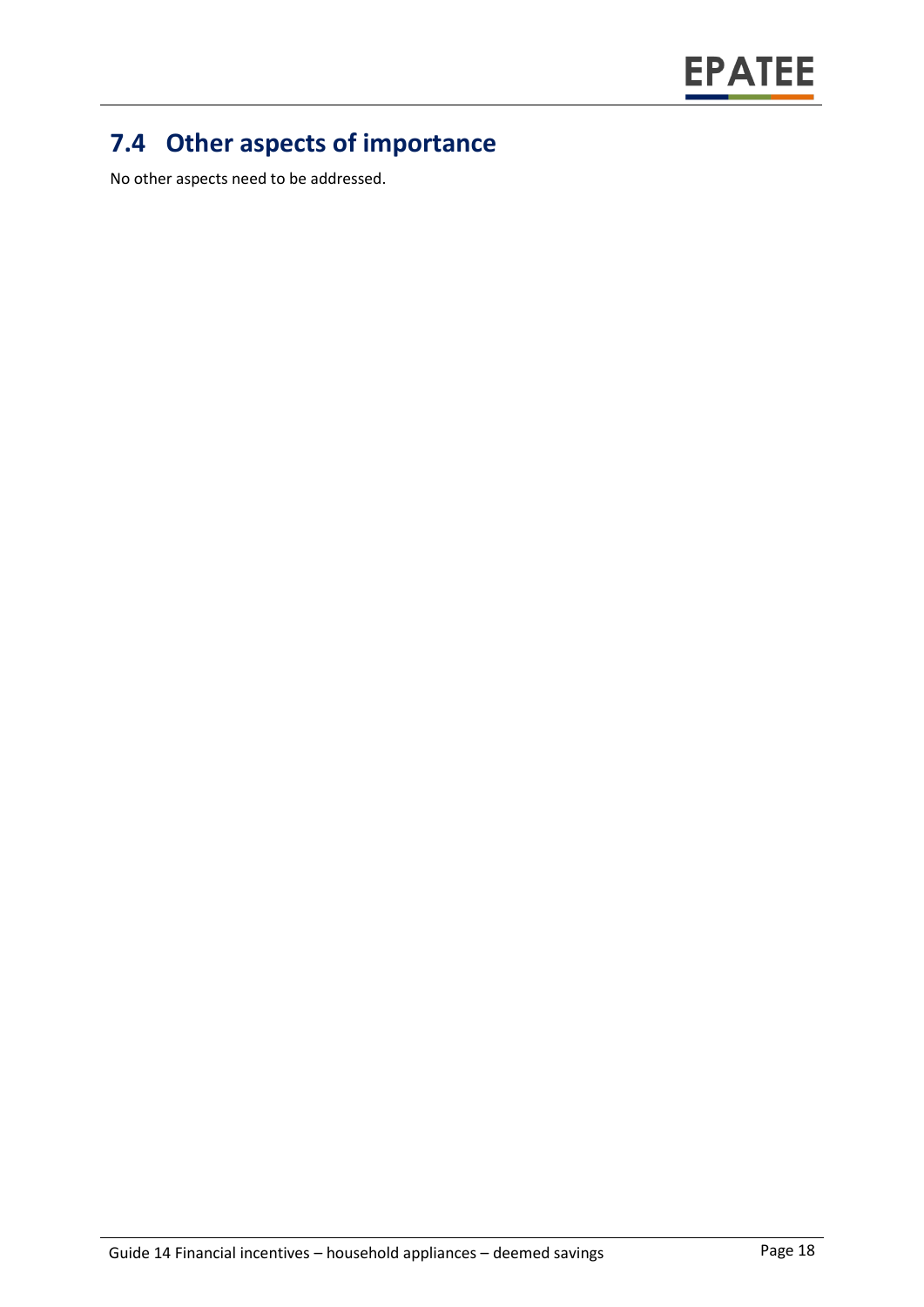## 7.4 Other aspects of importance

No other aspects need to be addressed.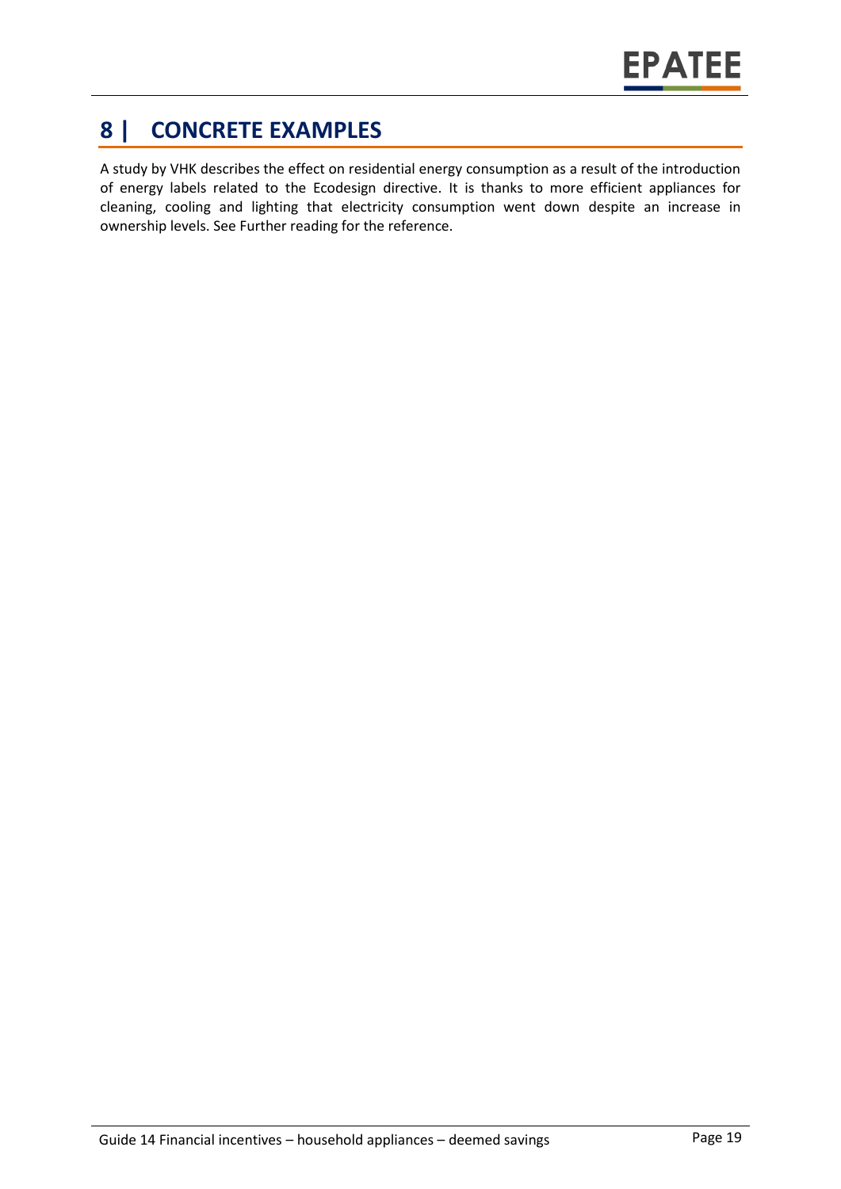# 8 | CONCRETE EXAMPLES

A study by VHK describes the effect on residential energy consumption as a result of the introduction of energy labels related to the Ecodesign directive. It is thanks to more efficient appliances for cleaning, cooling and lighting that electricity consumption went down despite an increase in ownership levels. See Further reading for the reference.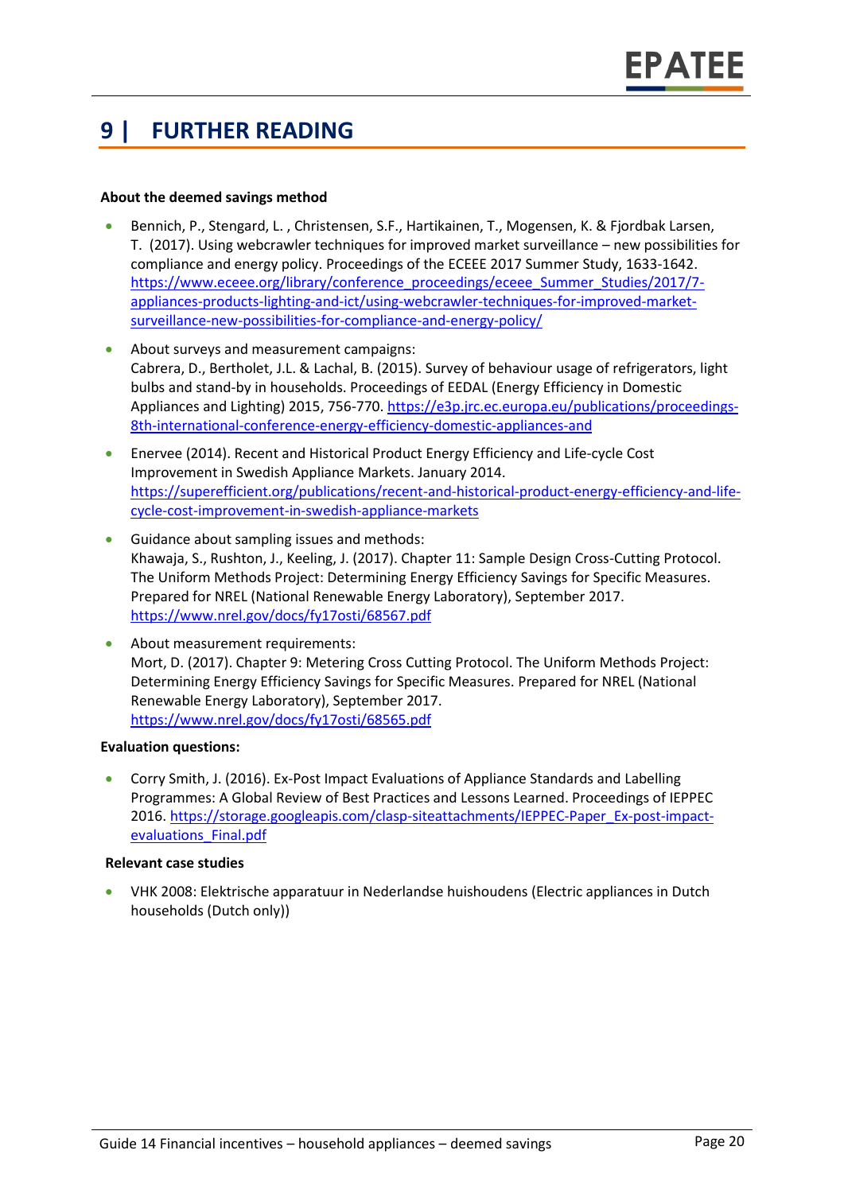# 9 | FURTHER READING

**About the deemed savings method**

- Bennich, P., Stengard, L. , Christensen, S.F., Hartikainen, T., Mogensen, K. & Fjordbak Larsen, T. (2017). Using webcrawler techniques for improved market surveillance – new possibilities for compliance and energy policy. Proceedings of the ECEEE 2017 Summer Study, 1633-1642. https://www.eceee.org/library/conference_proceedings/eceee_Summer_Studies/2017/7-appliances-products-lighting-and-ict/using-webcrawler-techniques-for-improved-market-surveillance-new-possibilities-for-compliance-and-energy-policy/
- About surveys and measurement campaigns:
  Cabrera, D., Bertholet, J.L. & Lachal, B. (2015). Survey of behaviour usage of refrigerators, light bulbs and stand-by in households. Proceedings of EEDAL (Energy Efficiency in Domestic Appliances and Lighting) 2015, 756-770. https://e3p.jrc.ec.europa.eu/publications/proceedings-8th-international-conference-energy-efficiency-domestic-appliances-and
- Enervee (2014). Recent and Historical Product Energy Efficiency and Life-cycle Cost Improvement in Swedish Appliance Markets. January 2014. https://superefficient.org/publications/recent-and-historical-product-energy-efficiency-and-life-cycle-cost-improvement-in-swedish-appliance-markets
- Guidance about sampling issues and methods:
  Khawaja, S., Rushton, J., Keeling, J. (2017). Chapter 11: Sample Design Cross-Cutting Protocol. The Uniform Methods Project: Determining Energy Efficiency Savings for Specific Measures. Prepared for NREL (National Renewable Energy Laboratory), September 2017. https://www.nrel.gov/docs/fy17osti/68567.pdf
- About measurement requirements:
  Mort, D. (2017). Chapter 9: Metering Cross Cutting Protocol. The Uniform Methods Project: Determining Energy Efficiency Savings for Specific Measures. Prepared for NREL (National Renewable Energy Laboratory), September 2017. https://www.nrel.gov/docs/fy17osti/68565.pdf

**Evaluation questions:**

- Corry Smith, J. (2016). Ex-Post Impact Evaluations of Appliance Standards and Labelling Programmes: A Global Review of Best Practices and Lessons Learned. Proceedings of IEPPEC 2016. https://storage.googleapis.com/clasp-siteattachments/IEPPEC-Paper_Ex-post-impact-evaluations_Final.pdf

**Relevant case studies**

- VHK 2008: Elektrische apparatuur in Nederlandse huishoudens (Electric appliances in Dutch households (Dutch only))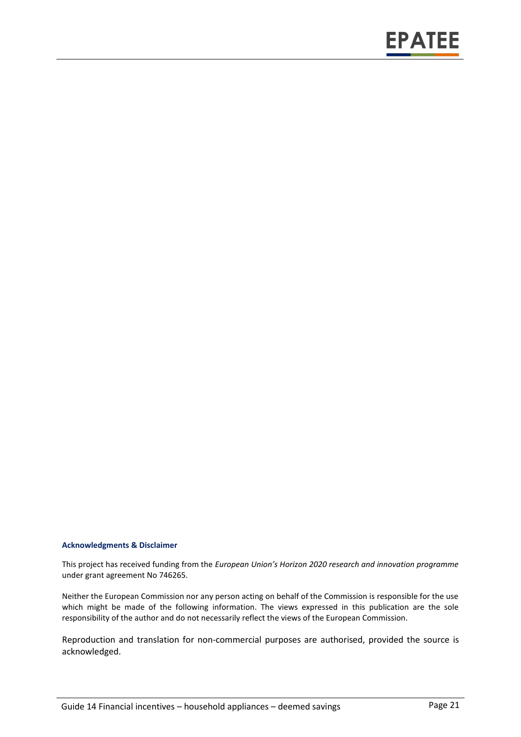#### Acknowledgments & Disclaimer

This project has received funding from the *European Union's Horizon 2020 research and innovation programme* under grant agreement No 746265.

Neither the European Commission nor any person acting on behalf of the Commission is responsible for the use which might be made of the following information. The views expressed in this publication are the sole responsibility of the author and do not necessarily reflect the views of the European Commission.

Reproduction and translation for non-commercial purposes are authorised, provided the source is acknowledged.